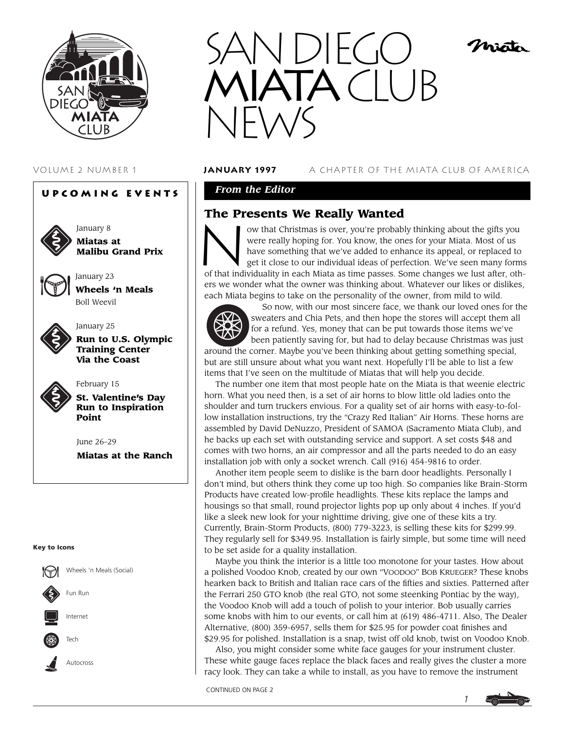# SAN DIEGO MIATA CLUB NEWS

VOLUME 2 NUMBER 1 **JANUARY 1997** A CHAPTER OF THE MIATA CLUB OF AMERICA

## UPCOMING EVENTS

January 8
**Miatas at Malibu Grand Prix**

January 23
**Wheels 'n Meals**
Boll Weevil

January 25
**Run to U.S. Olympic Training Center Via the Coast**

February 15
**St. Valentine's Day Run to Inspiration Point**

June 26–29
**Miatas at the Ranch**

**Key to Icons**

- Wheels 'n Meals (Social)
- Fun Run
- Internet
- Tech
- Autocross

## *From the Editor*

### The Presents We Really Wanted

Now that Christmas is over, you're probably thinking about the gifts you were really hoping for. You know, the ones for your Miata. Most of us have something that we've added to enhance its appeal, or replaced to get it close to our individual ideas of perfection. We've seen many forms of that individuality in each Miata as time passes. Some changes we lust after, others we wonder what the owner was thinking about. Whatever our likes or dislikes, each Miata begins to take on the personality of the owner, from mild to wild.

So now, with our most sincere face, we thank our loved ones for the sweaters and Chia Pets, and then hope the stores will accept them all for a refund. Yes, money that can be put towards those items we've been patiently saving for, but had to delay because Christmas was just around the corner. Maybe you've been thinking about getting something special, but are still unsure about what you want next. Hopefully I'll be able to list a few items that I've seen on the multitude of Miatas that will help you decide.

The number one item that most people hate on the Miata is that weenie electric horn. What you need then, is a set of air horns to blow little old ladies onto the shoulder and turn truckers envious. For a quality set of air horns with easy-to-follow installation instructions, try the "Crazy Red Italian" Air Horns. These horns are assembled by David DeNuzzo, President of SAMOA (Sacramento Miata Club), and he backs up each set with outstanding service and support. A set costs $48 and comes with two horns, an air compressor and all the parts needed to do an easy installation job with only a socket wrench. Call (916) 454-9816 to order.

Another item people seem to dislike is the barn door headlights. Personally I don't mind, but others think they come up too high. So companies like Brain-Storm Products have created low-profile headlights. These kits replace the lamps and housings so that small, round projector lights pop up only about 4 inches. If you'd like a sleek new look for your nighttime driving, give one of these kits a try. Currently, Brain-Storm Products, (800) 779-3223, is selling these kits for $299.99. They regularly sell for $349.95. Installation is fairly simple, but some time will need to be set aside for a quality installation.

Maybe you think the interior is a little too monotone for your tastes. How about a polished Voodoo Knob, created by our own "Voodoo" Bob Krueger? These knobs hearken back to British and Italian race cars of the fifties and sixties. Patterned after the Ferrari 250 GTO knob (the real GTO, not some steenking Pontiac by the way), the Voodoo Knob will add a touch of polish to your interior. Bob usually carries some knobs with him to our events, or call him at (619) 486-4711. Also, The Dealer Alternative, (800) 359-6957, sells them for $25.95 for powder coat finishes and $29.95 for polished. Installation is a snap, twist off old knob, twist on Voodoo Knob.

Also, you might consider some white face gauges for your instrument cluster. These white gauge faces replace the black faces and really gives the cluster a more racy look. They can take a while to install, as you have to remove the instrument

CONTINUED ON PAGE 2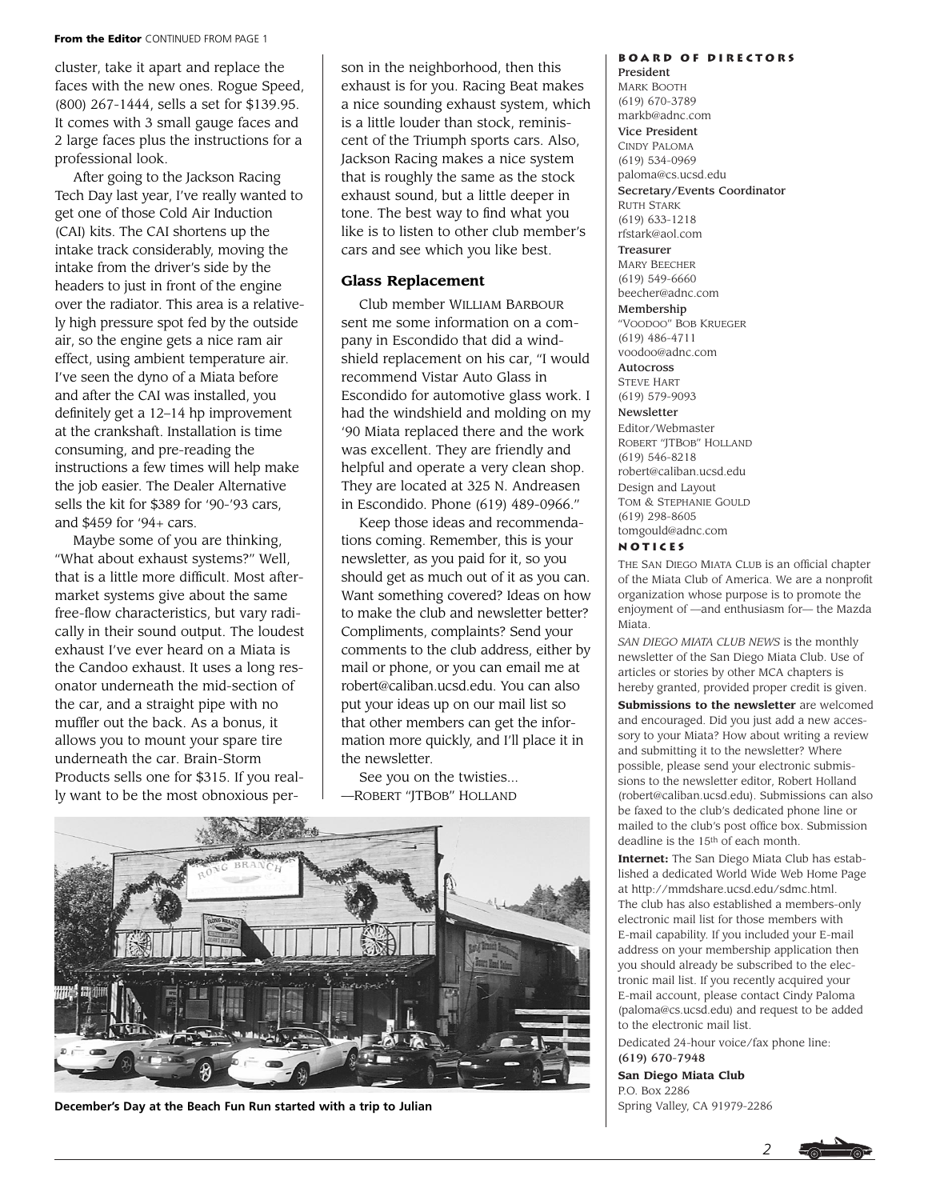**From the Editor** CONTINUED FROM PAGE 1

cluster, take it apart and replace the faces with the new ones. Rogue Speed, (800) 267-1444, sells a set for $139.95. It comes with 3 small gauge faces and 2 large faces plus the instructions for a professional look.

After going to the Jackson Racing Tech Day last year, I've really wanted to get one of those Cold Air Induction (CAI) kits. The CAI shortens up the intake track considerably, moving the intake from the driver's side by the headers to just in front of the engine over the radiator. This area is a relatively high pressure spot fed by the outside air, so the engine gets a nice ram air effect, using ambient temperature air. I've seen the dyno of a Miata before and after the CAI was installed, you definitely get a 12–14 hp improvement at the crankshaft. Installation is time consuming, and pre-reading the instructions a few times will help make the job easier. The Dealer Alternative sells the kit for $389 for '90-'93 cars, and $459 for '94+ cars.

Maybe some of you are thinking, "What about exhaust systems?" Well, that is a little more difficult. Most aftermarket systems give about the same free-flow characteristics, but vary radically in their sound output. The loudest exhaust I've ever heard on a Miata is the Candoo exhaust. It uses a long resonator underneath the mid-section of the car, and a straight pipe with no muffler out the back. As a bonus, it allows you to mount your spare tire underneath the car. Brain-Storm Products sells one for $315. If you really want to be the most obnoxious person in the neighborhood, then this exhaust is for you. Racing Beat makes a nice sounding exhaust system, which is a little louder than stock, reminiscent of the Triumph sports cars. Also, Jackson Racing makes a nice system that is roughly the same as the stock exhaust sound, but a little deeper in tone. The best way to find what you like is to listen to other club member's cars and see which you like best.

### Glass Replacement

Club member WILLIAM BARBOUR sent me some information on a company in Escondido that did a windshield replacement on his car, "I would recommend Vistar Auto Glass in Escondido for automotive glass work. I had the windshield and molding on my '90 Miata replaced there and the work was excellent. They are friendly and helpful and operate a very clean shop. They are located at 325 N. Andreasen in Escondido. Phone (619) 489-0966."

Keep those ideas and recommendations coming. Remember, this is your newsletter, as you paid for it, so you should get as much out of it as you can. Want something covered? Ideas on how to make the club and newsletter better? Compliments, complaints? Send your comments to the club address, either by mail or phone, or you can email me at robert@caliban.ucsd.edu. You can also put your ideas up on our mail list so that other members can get the information more quickly, and I'll place it in the newsletter.

See you on the twisties...
—ROBERT "JTBOB" HOLLAND

**December's Day at the Beach Fun Run started with a trip to Julian**

## BOARD OF DIRECTORS

**President**
MARK BOOTH
(619) 670-3789
markb@adnc.com

**Vice President**
CINDY PALOMA
(619) 534-0969
paloma@cs.ucsd.edu

**Secretary/Events Coordinator**
RUTH STARK
(619) 633-1218
rfstark@aol.com

**Treasurer**
MARY BEECHER
(619) 549-6660
beecher@adnc.com

**Membership**
"VOODOO" BOB KRUEGER
(619) 486-4711
voodoo@adnc.com

**Autocross**
STEVE HART
(619) 579-9093

**Newsletter**
Editor/Webmaster
ROBERT "JTBOB" HOLLAND
(619) 546-8218
robert@caliban.ucsd.edu
Design and Layout
TOM & STEPHANIE GOULD
(619) 298-8605
tomgould@adnc.com

## NOTICES

THE SAN DIEGO MIATA CLUB is an official chapter of the Miata Club of America. We are a nonprofit organization whose purpose is to promote the enjoyment of —and enthusiasm for— the Mazda Miata.

*SAN DIEGO MIATA CLUB NEWS* is the monthly newsletter of the San Diego Miata Club. Use of articles or stories by other MCA chapters is hereby granted, provided proper credit is given.

**Submissions to the newsletter** are welcomed and encouraged. Did you just add a new accessory to your Miata? How about writing a review and submitting it to the newsletter? Where possible, please send your electronic submissions to the newsletter editor, Robert Holland (robert@caliban.ucsd.edu). Submissions can also be faxed to the club's dedicated phone line or mailed to the club's post office box. Submission deadline is the 15th of each month.

**Internet:** The San Diego Miata Club has established a dedicated World Wide Web Home Page at http://mmdshare.ucsd.edu/sdmc.html. The club has also established a members-only electronic mail list for those members with E-mail capability. If you included your E-mail address on your membership application then you should already be subscribed to the electronic mail list. If you recently acquired your E-mail account, please contact Cindy Paloma (paloma@cs.ucsd.edu) and request to be added to the electronic mail list.

Dedicated 24-hour voice/fax phone line:
**(619) 670-7948**

**San Diego Miata Club**
P.O. Box 2286
Spring Valley, CA 91979-2286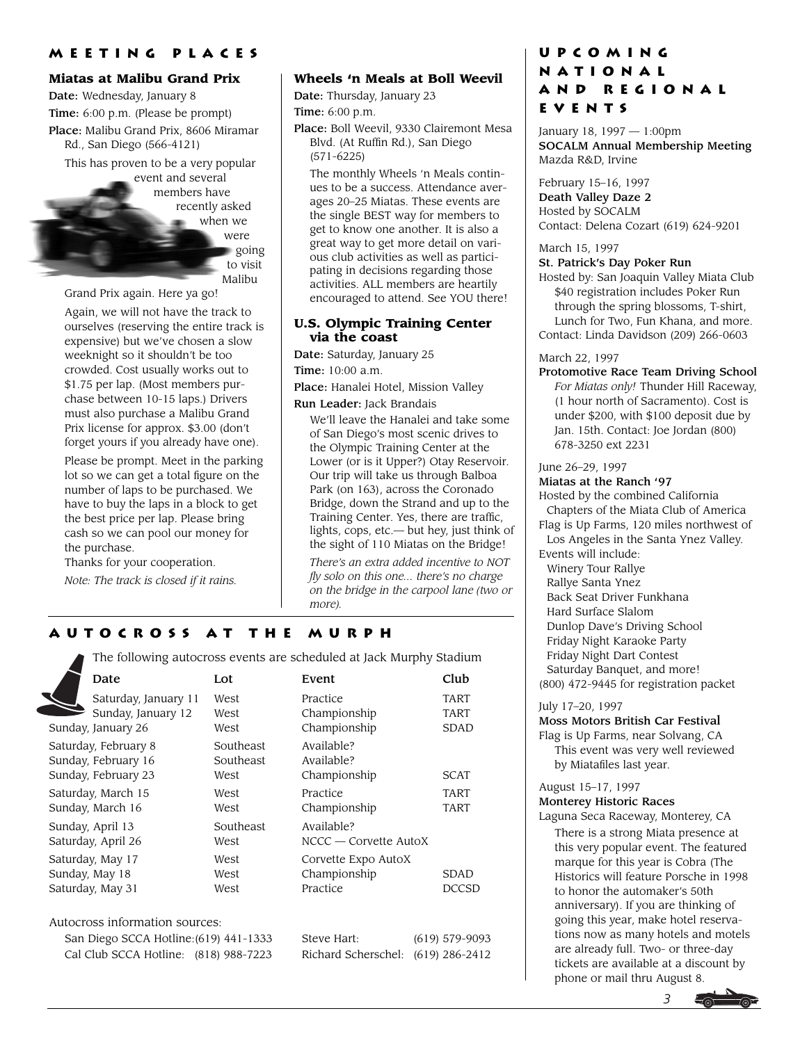## MEETING PLACES

### Miatas at Malibu Grand Prix

**Date:** Wednesday, January 8

**Time:** 6:00 p.m. (Please be prompt)

**Place:** Malibu Grand Prix, 8606 Miramar Rd., San Diego (566-4121)

This has proven to be a very popular event and several members have recently asked when we were going to visit Malibu Grand Prix again. Here ya go!

Again, we will not have the track to ourselves (reserving the entire track is expensive) but we've chosen a slow weeknight so it shouldn't be too crowded. Cost usually works out to $1.75 per lap. (Most members purchase between 10-15 laps.) Drivers must also purchase a Malibu Grand Prix license for approx. $3.00 (don't forget yours if you already have one).

Please be prompt. Meet in the parking lot so we can get a total figure on the number of laps to be purchased. We have to buy the laps in a block to get the best price per lap. Please bring cash so we can pool our money for the purchase.

Thanks for your cooperation.

*Note: The track is closed if it rains.*

### Wheels 'n Meals at Boll Weevil

**Date:** Thursday, January 23

**Time:** 6:00 p.m.

**Place:** Boll Weevil, 9330 Clairemont Mesa Blvd. (At Ruffin Rd.), San Diego (571-6225)

The monthly Wheels 'n Meals continues to be a success. Attendance averages 20–25 Miatas. These events are the single BEST way for members to get to know one another. It is also a great way to get more detail on various club activities as well as participating in decisions regarding those activities. ALL members are heartily encouraged to attend. See YOU there!

### U.S. Olympic Training Center via the coast

**Date:** Saturday, January 25

**Time:** 10:00 a.m.

**Place:** Hanalei Hotel, Mission Valley

**Run Leader:** Jack Brandais

We'll leave the Hanalei and take some of San Diego's most scenic drives to the Olympic Training Center at the Lower (or is it Upper?) Otay Reservoir. Our trip will take us through Balboa Park (on 163), across the Coronado Bridge, down the Strand and up to the Training Center. Yes, there are traffic, lights, cops, etc.— but hey, just think of the sight of 110 Miatas on the Bridge!

*There's an extra added incentive to NOT fly solo on this one... there's no charge on the bridge in the carpool lane (two or more).*

## AUTOCROSS AT THE MURPH

The following autocross events are scheduled at Jack Murphy Stadium

| Date | Lot | Event | Club |
|---|---|---|---|
| Saturday, January 11 | West | Practice | TART |
| Sunday, January 12 | West | Championship | TART |
| Sunday, January 26 | West | Championship | SDAD |
| Saturday, February 8 | Southeast | Available? | |
| Sunday, February 16 | Southeast | Available? | |
| Sunday, February 23 | West | Championship | SCAT |
| Saturday, March 15 | West | Practice | TART |
| Sunday, March 16 | West | Championship | TART |
| Sunday, April 13 | Southeast | Available? | |
| Saturday, April 26 | West | NCCC — Corvette AutoX | |
| Saturday, May 17 | West | Corvette Expo AutoX | |
| Sunday, May 18 | West | Championship | SDAD |
| Saturday, May 31 | West | Practice | DCCSD |

Autocross information sources:

San Diego SCCA Hotline: (619) 441-1333
Cal Club SCCA Hotline: (818) 988-7223
Steve Hart: (619) 579-9093
Richard Scherschel: (619) 286-2412

## UPCOMING NATIONAL AND REGIONAL EVENTS

January 18, 1997 — 1:00pm
**SOCALM Annual Membership Meeting**
Mazda R&D, Irvine

February 15–16, 1997
**Death Valley Daze 2**
Hosted by SOCALM
Contact: Delena Cozart (619) 624-9201

March 15, 1997
**St. Patrick's Day Poker Run**
Hosted by: San Joaquin Valley Miata Club
$40 registration includes Poker Run through the spring blossoms, T-shirt, Lunch for Two, Fun Khana, and more.
Contact: Linda Davidson (209) 266-0603

March 22, 1997
**Protomotive Race Team Driving School**
*For Miatas only!* Thunder Hill Raceway, (1 hour north of Sacramento). Cost is under $200, with $100 deposit due by Jan. 15th. Contact: Joe Jordan (800) 678-3250 ext 2231

June 26–29, 1997
**Miatas at the Ranch '97**
Hosted by the combined California Chapters of the Miata Club of America
Flag is Up Farms, 120 miles northwest of Los Angeles in the Santa Ynez Valley.
Events will include:
- Winery Tour Rallye
- Rallye Santa Ynez
- Back Seat Driver Funkhana
- Hard Surface Slalom
- Dunlop Dave's Driving School
- Friday Night Karaoke Party
- Friday Night Dart Contest
- Saturday Banquet, and more!

(800) 472-9445 for registration packet

July 17–20, 1997
**Moss Motors British Car Festival**
Flag is Up Farms, near Solvang, CA
This event was very well reviewed by Miatafiles last year.

August 15–17, 1997
**Monterey Historic Races**
Laguna Seca Raceway, Monterey, CA
There is a strong Miata presence at this very popular event. The featured marque for this year is Cobra (The Historics will feature Porsche in 1998 to honor the automaker's 50th anniversary). If you are thinking of going this year, make hotel reservations now as many hotels and motels are already full. Two- or three-day tickets are available at a discount by phone or mail thru August 8.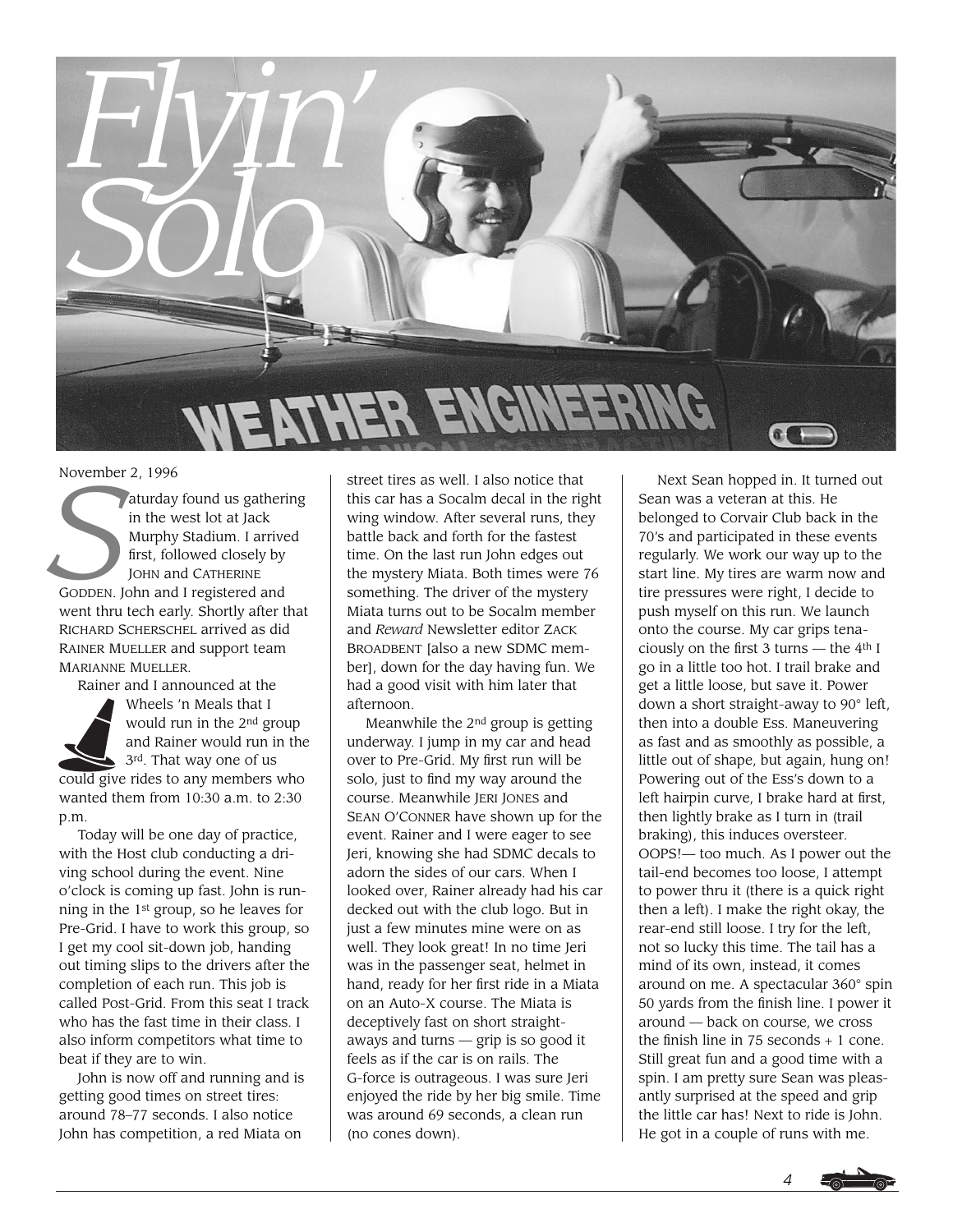# Flyin' Solo

November 2, 1996

Saturday found us gathering in the west lot at Jack Murphy Stadium. I arrived first, followed closely by JOHN and CATHERINE GODDEN. John and I registered and went thru tech early. Shortly after that RICHARD SCHERSCHEL arrived as did RAINER MUELLER and support team MARIANNE MUELLER.

Rainer and I announced at the Wheels 'n Meals that I would run in the 2nd group and Rainer would run in the 3rd. That way one of us could give rides to any members who wanted them from 10:30 a.m. to 2:30 p.m.

Today will be one day of practice, with the Host club conducting a driving school during the event. Nine o'clock is coming up fast. John is running in the 1st group, so he leaves for Pre-Grid. I have to work this group, so I get my cool sit-down job, handing out timing slips to the drivers after the completion of each run. This job is called Post-Grid. From this seat I track who has the fast time in their class. I also inform competitors what time to beat if they are to win.

John is now off and running and is getting good times on street tires: around 78–77 seconds. I also notice John has competition, a red Miata on street tires as well. I also notice that this car has a Socalm decal in the right wing window. After several runs, they battle back and forth for the fastest time. On the last run John edges out the mystery Miata. Both times were 76 something. The driver of the mystery Miata turns out to be Socalm member and *Reward* Newsletter editor ZACK BROADBENT [also a new SDMC member], down for the day having fun. We had a good visit with him later that afternoon.

Meanwhile the 2nd group is getting underway. I jump in my car and head over to Pre-Grid. My first run will be solo, just to find my way around the course. Meanwhile JERI JONES and SEAN O'CONNER have shown up for the event. Rainer and I were eager to see Jeri, knowing she had SDMC decals to adorn the sides of our cars. When I looked over, Rainer already had his car decked out with the club logo. But in just a few minutes mine were on as well. They look great! In no time Jeri was in the passenger seat, helmet in hand, ready for her first ride in a Miata on an Auto-X course. The Miata is deceptively fast on short straight-aways and turns — grip is so good it feels as if the car is on rails. The G-force is outrageous. I was sure Jeri enjoyed the ride by her big smile. Time was around 69 seconds, a clean run (no cones down).

Next Sean hopped in. It turned out Sean was a veteran at this. He belonged to Corvair Club back in the 70's and participated in these events regularly. We work our way up to the start line. My tires are warm now and tire pressures were right, I decide to push myself on this run. We launch onto the course. My car grips tenaciously on the first 3 turns — the 4th I go in a little too hot. I trail brake and get a little loose, but save it. Power down a short straight-away to 90° left, then into a double Ess. Maneuvering as fast and as smoothly as possible, a little out of shape, but again, hung on! Powering out of the Ess's down to a left hairpin curve, I brake hard at first, then lightly brake as I turn in (trail braking), this induces oversteer. OOPS!— too much. As I power out the tail-end becomes too loose, I attempt to power thru it (there is a quick right then a left). I make the right okay, the rear-end still loose. I try for the left, not so lucky this time. The tail has a mind of its own, instead, it comes around on me. A spectacular 360° spin 50 yards from the finish line. I power it around — back on course, we cross the finish line in 75 seconds + 1 cone. Still great fun and a good time with a spin. I am pretty sure Sean was pleasantly surprised at the speed and grip the little car has! Next to ride is John. He got in a couple of runs with me.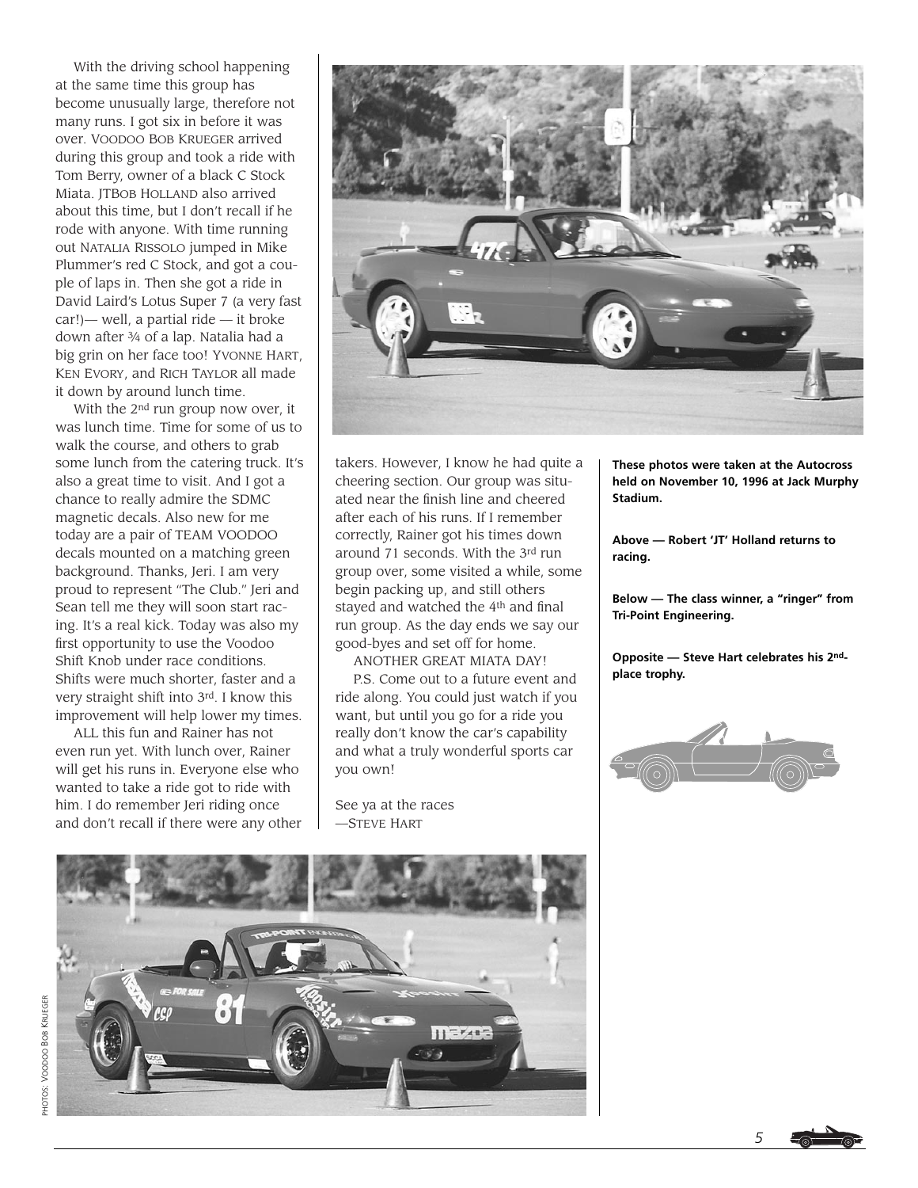With the driving school happening at the same time this group has become unusually large, therefore not many runs. I got six in before it was over. VOODOO BOB KRUEGER arrived during this group and took a ride with Tom Berry, owner of a black C Stock Miata. JTBOB HOLLAND also arrived about this time, but I don't recall if he rode with anyone. With time running out NATALIA RISSOLO jumped in Mike Plummer's red C Stock, and got a couple of laps in. Then she got a ride in David Laird's Lotus Super 7 (a very fast car!)— well, a partial ride — it broke down after ¾ of a lap. Natalia had a big grin on her face too! YVONNE HART, KEN EVORY, and RICH TAYLOR all made it down by around lunch time.

With the 2nd run group now over, it was lunch time. Time for some of us to walk the course, and others to grab some lunch from the catering truck. It's also a great time to visit. And I got a chance to really admire the SDMC magnetic decals. Also new for me today are a pair of TEAM VOODOO decals mounted on a matching green background. Thanks, Jeri. I am very proud to represent "The Club." Jeri and Sean tell me they will soon start racing. It's a real kick. Today was also my first opportunity to use the Voodoo Shift Knob under race conditions. Shifts were much shorter, faster and a very straight shift into 3rd. I know this improvement will help lower my times.

ALL this fun and Rainer has not even run yet. With lunch over, Rainer will get his runs in. Everyone else who wanted to take a ride got to ride with him. I do remember Jeri riding once and don't recall if there were any other takers. However, I know he had quite a cheering section. Our group was situated near the finish line and cheered after each of his runs. If I remember correctly, Rainer got his times down around 71 seconds. With the 3rd run group over, some visited a while, some begin packing up, and still others stayed and watched the 4th and final run group. As the day ends we say our good-byes and set off for home.

ANOTHER GREAT MIATA DAY!

P.S. Come out to a future event and ride along. You could just watch if you want, but until you go for a ride you really don't know the car's capability and what a truly wonderful sports car you own!

See ya at the races
—STEVE HART

**These photos were taken at the Autocross held on November 10, 1996 at Jack Murphy Stadium.**

**Above — Robert 'JT' Holland returns to racing.**

**Below — The class winner, a "ringer" from Tri-Point Engineering.**

**Opposite — Steve Hart celebrates his 2nd-place trophy.**

PHOTOS: VOODOO BOB KRUEGER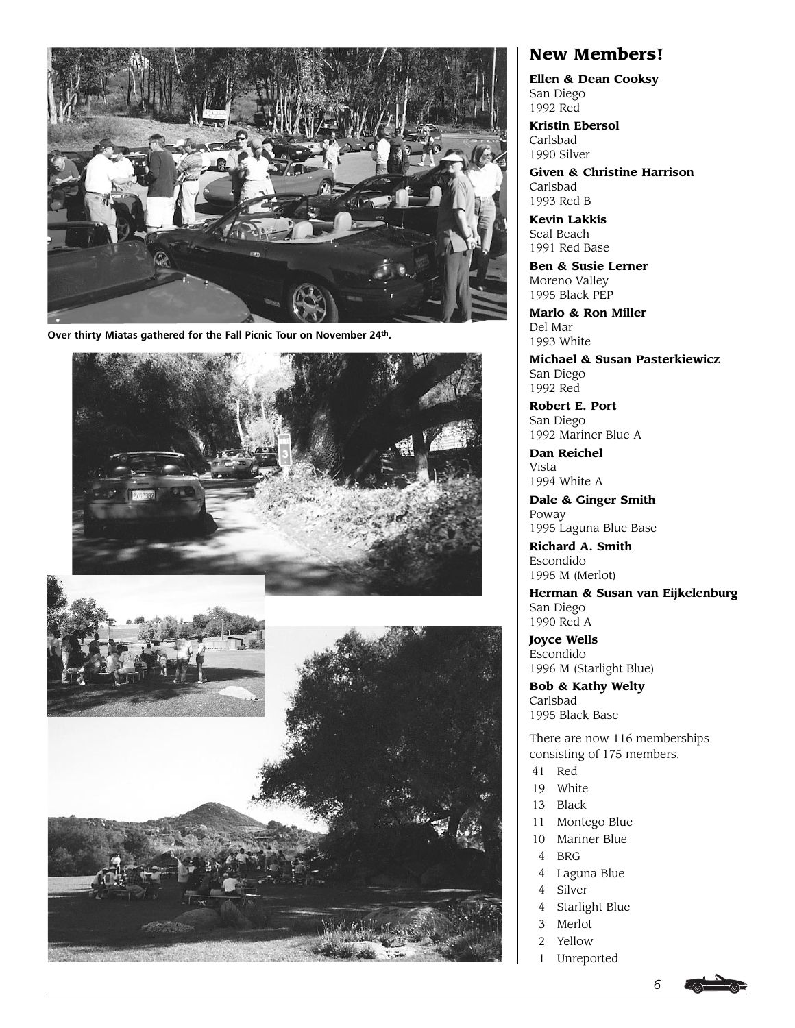Over thirty Miatas gathered for the Fall Picnic Tour on November 24th.

## New Members!

**Ellen & Dean Cooksy**
San Diego
1992 Red

**Kristin Ebersol**
Carlsbad
1990 Silver

**Given & Christine Harrison**
Carlsbad
1993 Red B

**Kevin Lakkis**
Seal Beach
1991 Red Base

**Ben & Susie Lerner**
Moreno Valley
1995 Black PEP

**Marlo & Ron Miller**
Del Mar
1993 White

**Michael & Susan Pasterkiewicz**
San Diego
1992 Red

**Robert E. Port**
San Diego
1992 Mariner Blue A

**Dan Reichel**
Vista
1994 White A

**Dale & Ginger Smith**
Poway
1995 Laguna Blue Base

**Richard A. Smith**
Escondido
1995 M (Merlot)

**Herman & Susan van Eijkelenburg**
San Diego
1990 Red A

**Joyce Wells**
Escondido
1996 M (Starlight Blue)

**Bob & Kathy Welty**
Carlsbad
1995 Black Base

There are now 116 memberships consisting of 175 members.

| | |
|---|---|
| 41 | Red |
| 19 | White |
| 13 | Black |
| 11 | Montego Blue |
| 10 | Mariner Blue |
| 4 | BRG |
| 4 | Laguna Blue |
| 4 | Silver |
| 4 | Starlight Blue |
| 3 | Merlot |
| 2 | Yellow |
| 1 | Unreported |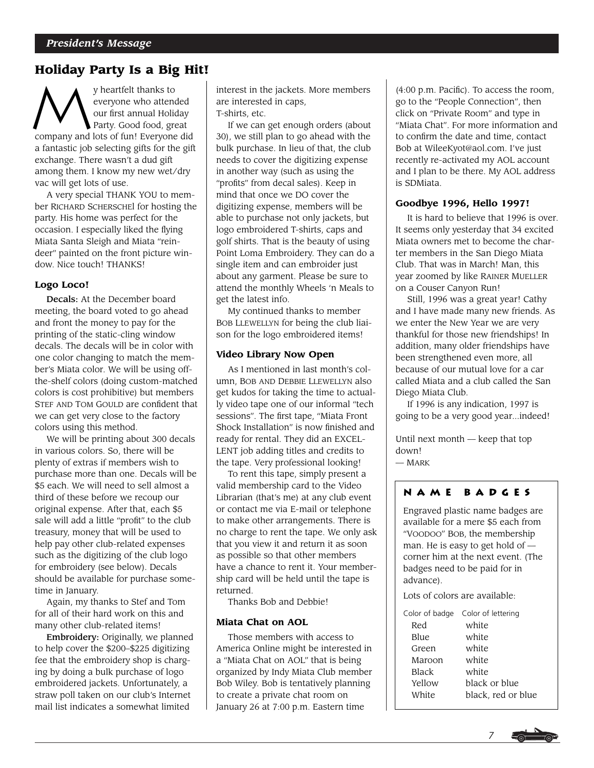## President's Message

# Holiday Party Is a Big Hit!

My heartfelt thanks to everyone who attended our first annual Holiday Party. Good food, great company and lots of fun! Everyone did a fantastic job selecting gifts for the gift exchange. There wasn't a dud gift among them. I know my new wet/dry vac will get lots of use.

A very special THANK YOU to member RICHARD SCHERSCHEl for hosting the party. His home was perfect for the occasion. I especially liked the flying Miata Santa Sleigh and Miata "reindeer" painted on the front picture window. Nice touch! THANKS!

### Logo Loco!

**Decals:** At the December board meeting, the board voted to go ahead and front the money to pay for the printing of the static-cling window decals. The decals will be in color with one color changing to match the member's Miata color. We will be using off-the-shelf colors (doing custom-matched colors is cost prohibitive) but members STEF AND TOM GOULD are confident that we can get very close to the factory colors using this method.

We will be printing about 300 decals in various colors. So, there will be plenty of extras if members wish to purchase more than one. Decals will be $5 each. We will need to sell almost a third of these before we recoup our original expense. After that, each $5 sale will add a little "profit" to the club treasury, money that will be used to help pay other club-related expenses such as the digitizing of the club logo for embroidery (see below). Decals should be available for purchase sometime in January.

Again, my thanks to Stef and Tom for all of their hard work on this and many other club-related items!

**Embroidery:** Originally, we planned to help cover the $200–$225 digitizing fee that the embroidery shop is charging by doing a bulk purchase of logo embroidered jackets. Unfortunately, a straw poll taken on our club's Internet mail list indicates a somewhat limited interest in the jackets. More members are interested in caps, T-shirts, etc.

If we can get enough orders (about 30), we still plan to go ahead with the bulk purchase. In lieu of that, the club needs to cover the digitizing expense in another way (such as using the "profits" from decal sales). Keep in mind that once we DO cover the digitizing expense, members will be able to purchase not only jackets, but logo embroidered T-shirts, caps and golf shirts. That is the beauty of using Point Loma Embroidery. They can do a single item and can embroider just about any garment. Please be sure to attend the monthly Wheels 'n Meals to get the latest info.

My continued thanks to member BOB LLEWELLYN for being the club liaison for the logo embroidered items!

### Video Library Now Open

As I mentioned in last month's column, BOB AND DEBBIE LLEWELLYN also get kudos for taking the time to actually video tape one of our informal "tech sessions". The first tape, "Miata Front Shock Installation" is now finished and ready for rental. They did an EXCELLENT job adding titles and credits to the tape. Very professional looking!

To rent this tape, simply present a valid membership card to the Video Librarian (that's me) at any club event or contact me via E-mail or telephone to make other arrangements. There is no charge to rent the tape. We only ask that you view it and return it as soon as possible so that other members have a chance to rent it. Your membership card will be held until the tape is returned.

Thanks Bob and Debbie!

### Miata Chat on AOL

Those members with access to America Online might be interested in a "Miata Chat on AOL" that is being organized by Indy Miata Club member Bob Wiley. Bob is tentatively planning to create a private chat room on January 26 at 7:00 p.m. Eastern time (4:00 p.m. Pacific). To access the room, go to the "People Connection", then click on "Private Room" and type in "Miata Chat". For more information and to confirm the date and time, contact Bob at WileeKyot@aol.com. I've just recently re-activated my AOL account and I plan to be there. My AOL address is SDMiata.

### Goodbye 1996, Hello 1997!

It is hard to believe that 1996 is over. It seems only yesterday that 34 excited Miata owners met to become the charter members in the San Diego Miata Club. That was in March! Man, this year zoomed by like RAINER MUELLER on a Couser Canyon Run!

Still, 1996 was a great year! Cathy and I have made many new friends. As we enter the New Year we are very thankful for those new friendships! In addition, many older friendships have been strengthened even more, all because of our mutual love for a car called Miata and a club called the San Diego Miata Club.

If 1996 is any indication, 1997 is going to be a very good year...indeed!

Until next month — keep that top down!

— MARK

### NAME BADGES

Engraved plastic name badges are available for a mere $5 each from "VOODOO" BOB, the membership man. He is easy to get hold of — corner him at the next event. (The badges need to be paid for in advance).

Lots of colors are available:

| Color of badge | Color of lettering |
|---|---|
| Red | white |
| Blue | white |
| Green | white |
| Maroon | white |
| Black | white |
| Yellow | black or blue |
| White | black, red or blue |